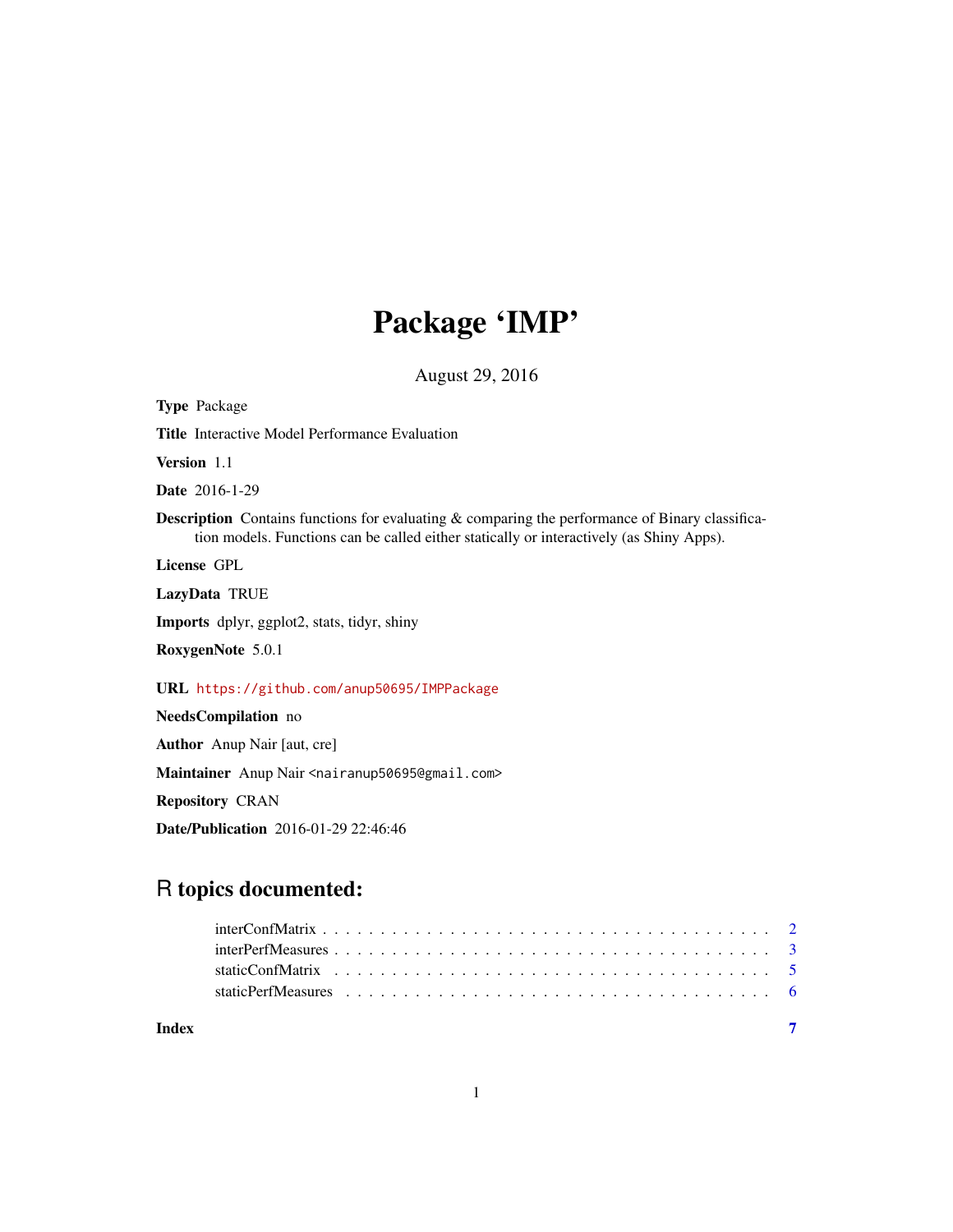# Package 'IMP'

August 29, 2016

**Type** Package

**Title** Interactive Model Performance Evaluation

**Version** 1.1

**Date** 2016-1-29

**Description** Contains functions for evaluating & comparing the performance of Binary classification models. Functions can be called either statically or interactively (as Shiny Apps).

**License** GPL

**LazyData** TRUE

**Imports** dplyr, ggplot2, stats, tidyr, shiny

**RoxygenNote** 5.0.1

**URL** https://github.com/anup50695/IMPPackage

**NeedsCompilation** no

**Author** Anup Nair [aut, cre]

**Maintainer** Anup Nair <nairanup50695@gmail.com>

**Repository** CRAN

**Date/Publication** 2016-01-29 22:46:46

## R topics documented:

interConfMatrix . . . . . . . . . . . . . . . . . . . . . . . . . . . . . . . . . . . . . . 2
interPerfMeasures . . . . . . . . . . . . . . . . . . . . . . . . . . . . . . . . . . . . . 3
staticConfMatrix . . . . . . . . . . . . . . . . . . . . . . . . . . . . . . . . . . . . . . 5
staticPerfMeasures . . . . . . . . . . . . . . . . . . . . . . . . . . . . . . . . . . . . . 6

**Index** **7**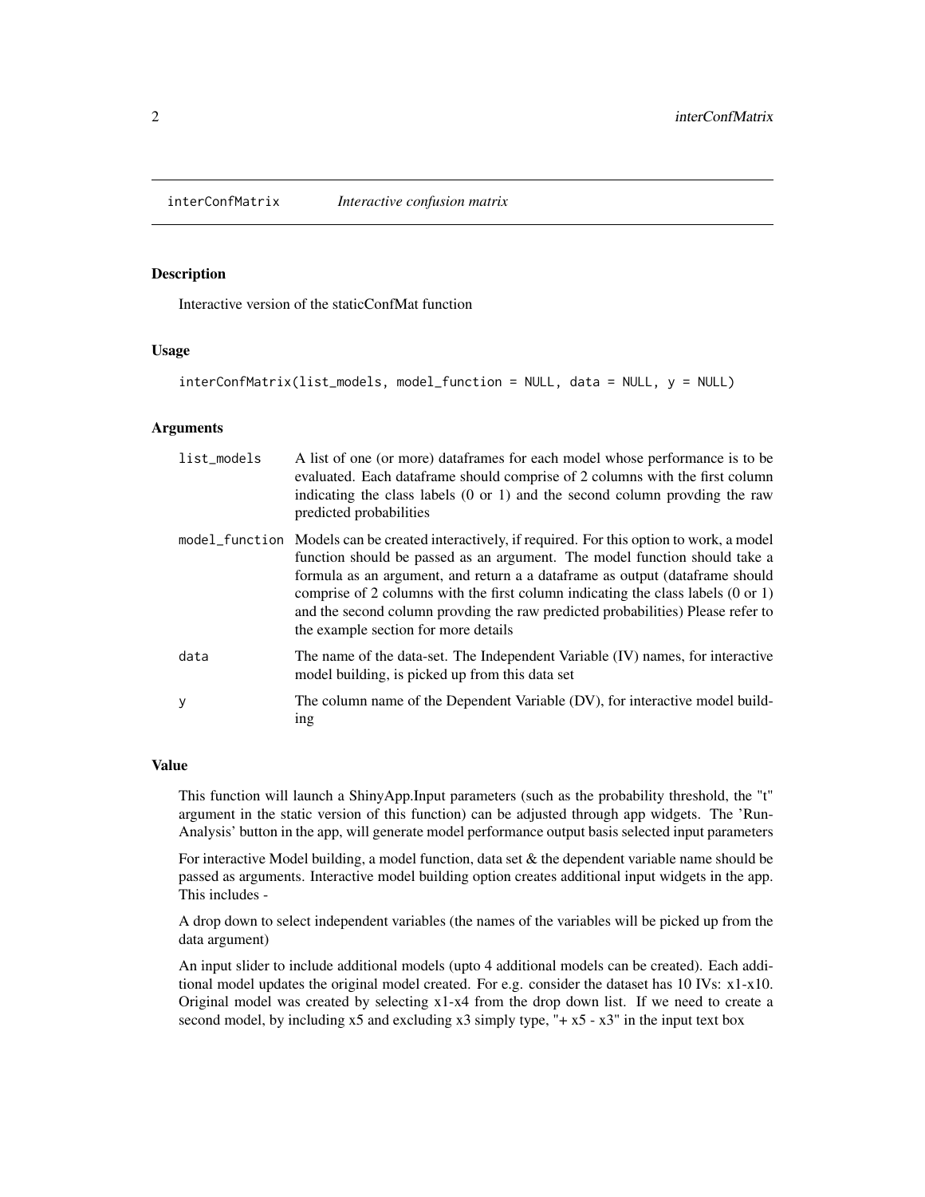## interCONFMatrix — *Interactive confusion matrix*

### Description

Interactive version of the staticConfMat function

### Usage

```
interConfMatrix(list_models, model_function = NULL, data = NULL, y = NULL)
```

### Arguments

| | |
|---|---|
| list_models | A list of one (or more) dataframes for each model whose performance is to be evaluated. Each dataframe should comprise of 2 columns with the first column indicating the class labels (0 or 1) and the second column provding the raw predicted probabilities |
| model_function | Models can be created interactively, if required. For this option to work, a model function should be passed as an argument. The model function should take a formula as an argument, and return a a dataframe as output (dataframe should comprise of 2 columns with the first column indicating the class labels (0 or 1) and the second column provding the raw predicted probabilities) Please refer to the example section for more details |
| data | The name of the data-set. The Independent Variable (IV) names, for interactive model building, is picked up from this data set |
| y | The column name of the Dependent Variable (DV), for interactive model building |

### Value

This function will launch a ShinyApp.Input parameters (such as the probability threshold, the "t" argument in the static version of this function) can be adjusted through app widgets. The 'Run-Analysis' button in the app, will generate model performance output basis selected input parameters

For interactive Model building, a model function, data set & the dependent variable name should be passed as arguments. Interactive model building option creates additional input widgets in the app. This includes -

A drop down to select independent variables (the names of the variables will be picked up from the data argument)

An input slider to include additional models (upto 4 additional models can be created). Each additional model updates the original model created. For e.g. consider the dataset has 10 IVs: x1-x10. Original model was created by selecting x1-x4 from the drop down list. If we need to create a second model, by including x5 and excluding x3 simply type, "+ x5 - x3" in the input text box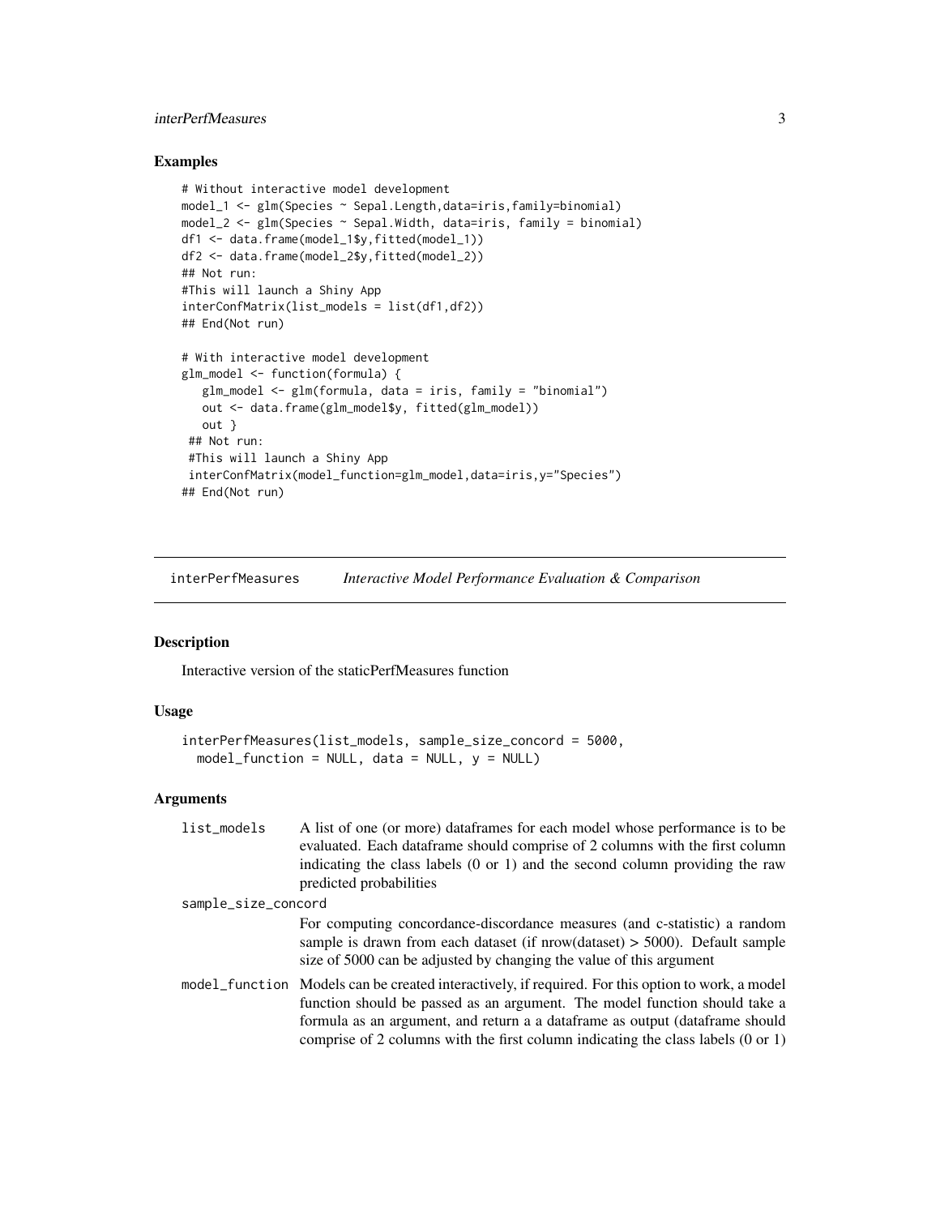## Examples

```
# Without interactive model development
model_1 <- glm(Species ~ Sepal.Length,data=iris,family=binomial)
model_2 <- glm(Species ~ Sepal.Width, data=iris, family = binomial)
df1 <- data.frame(model_1$y,fitted(model_1))
df2 <- data.frame(model_2$y,fitted(model_2))
## Not run:
#This will launch a Shiny App
interConfMatrix(list_models = list(df1,df2))
## End(Not run)

# With interactive model development
glm_model <- function(formula) {
   glm_model <- glm(formula, data = iris, family = "binomial")
   out <- data.frame(glm_model$y, fitted(glm_model))
   out }
 ## Not run:
 #This will launch a Shiny App
 interConfMatrix(model_function=glm_model,data=iris,y="Species")
## End(Not run)
```

---

# interPerfMeasures — *Interactive Model Performance Evaluation & Comparison*

## Description

Interactive version of the staticPerfMeasures function

## Usage

```
interPerfMeasures(list_models, sample_size_concord = 5000,
  model_function = NULL, data = NULL, y = NULL)
```

## Arguments

| Argument | Description |
|---|---|
| list_models | A list of one (or more) dataframes for each model whose performance is to be evaluated. Each dataframe should comprise of 2 columns with the first column indicating the class labels (0 or 1) and the second column providing the raw predicted probabilities |
| sample_size_concord | For computing concordance-discordance measures (and c-statistic) a random sample is drawn from each dataset (if nrow(dataset) > 5000). Default sample size of 5000 can be adjusted by changing the value of this argument |
| model_function | Models can be created interactively, if required. For this option to work, a model function should be passed as an argument. The model function should take a formula as an argument, and return a a dataframe as output (dataframe should comprise of 2 columns with the first column indicating the class labels (0 or 1) |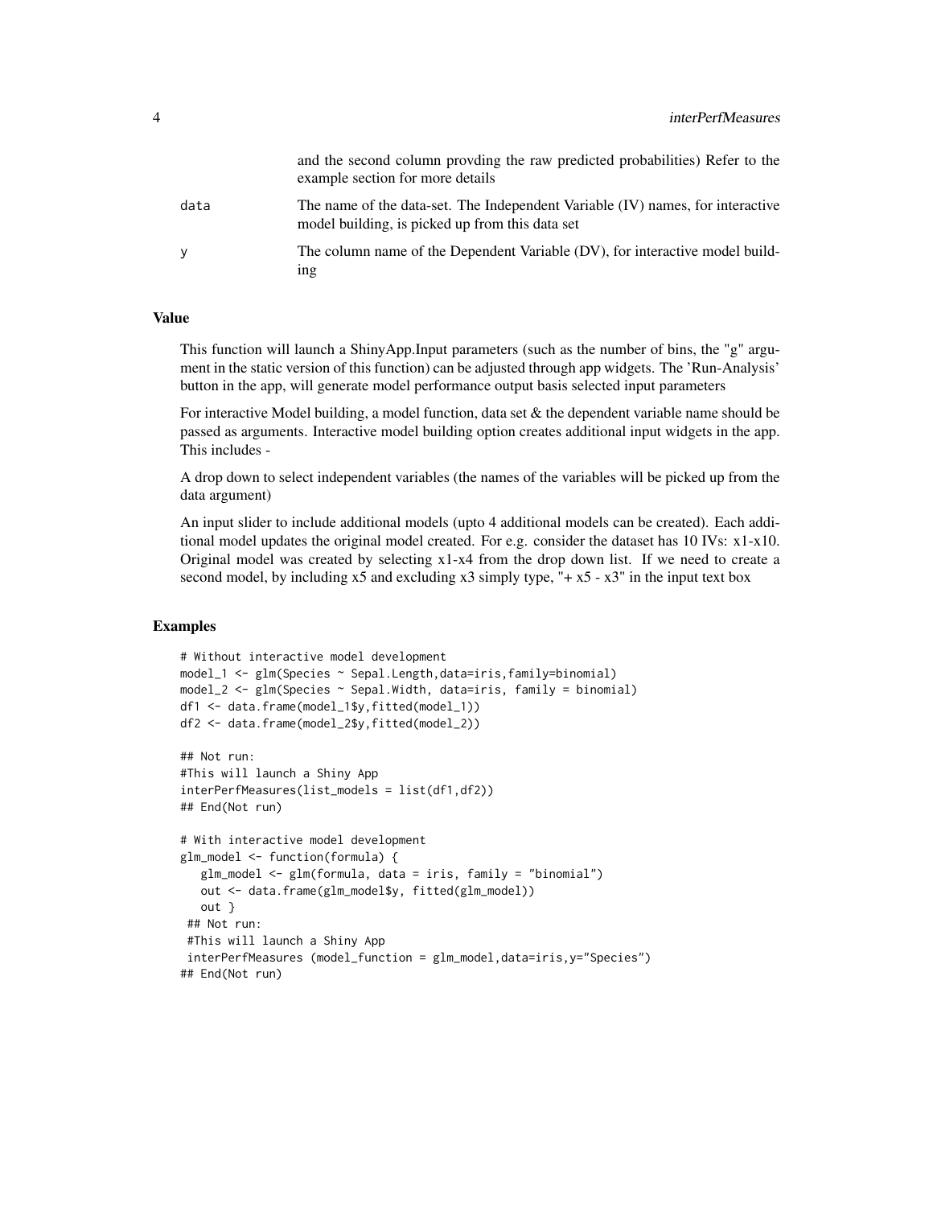| | |
|---|---|
| | and the second column provding the raw predicted probabilities) Refer to the example section for more details |
| data | The name of the data-set. The Independent Variable (IV) names, for interactive model building, is picked up from this data set |
| y | The column name of the Dependent Variable (DV), for interactive model building |

### Value

This function will launch a ShinyApp.Input parameters (such as the number of bins, the "g" argument in the static version of this function) can be adjusted through app widgets. The 'Run-Analysis' button in the app, will generate model performance output basis selected input parameters

For interactive Model building, a model function, data set & the dependent variable name should be passed as arguments. Interactive model building option creates additional input widgets in the app. This includes -

A drop down to select independent variables (the names of the variables will be picked up from the data argument)

An input slider to include additional models (upto 4 additional models can be created). Each additional model updates the original model created. For e.g. consider the dataset has 10 IVs: x1-x10. Original model was created by selecting x1-x4 from the drop down list. If we need to create a second model, by including x5 and excluding x3 simply type, "+ x5 - x3" in the input text box

### Examples

```
# Without interactive model development
model_1 <- glm(Species ~ Sepal.Length,data=iris,family=binomial)
model_2 <- glm(Species ~ Sepal.Width, data=iris, family = binomial)
df1 <- data.frame(model_1$y,fitted(model_1))
df2 <- data.frame(model_2$y,fitted(model_2))

## Not run:
#This will launch a Shiny App
interPerfMeasures(list_models = list(df1,df2))
## End(Not run)

# With interactive model development
glm_model <- function(formula) {
   glm_model <- glm(formula, data = iris, family = "binomial")
   out <- data.frame(glm_model$y, fitted(glm_model))
   out }
 ## Not run:
 #This will launch a Shiny App
 interPerfMeasures (model_function = glm_model,data=iris,y="Species")
## End(Not run)
```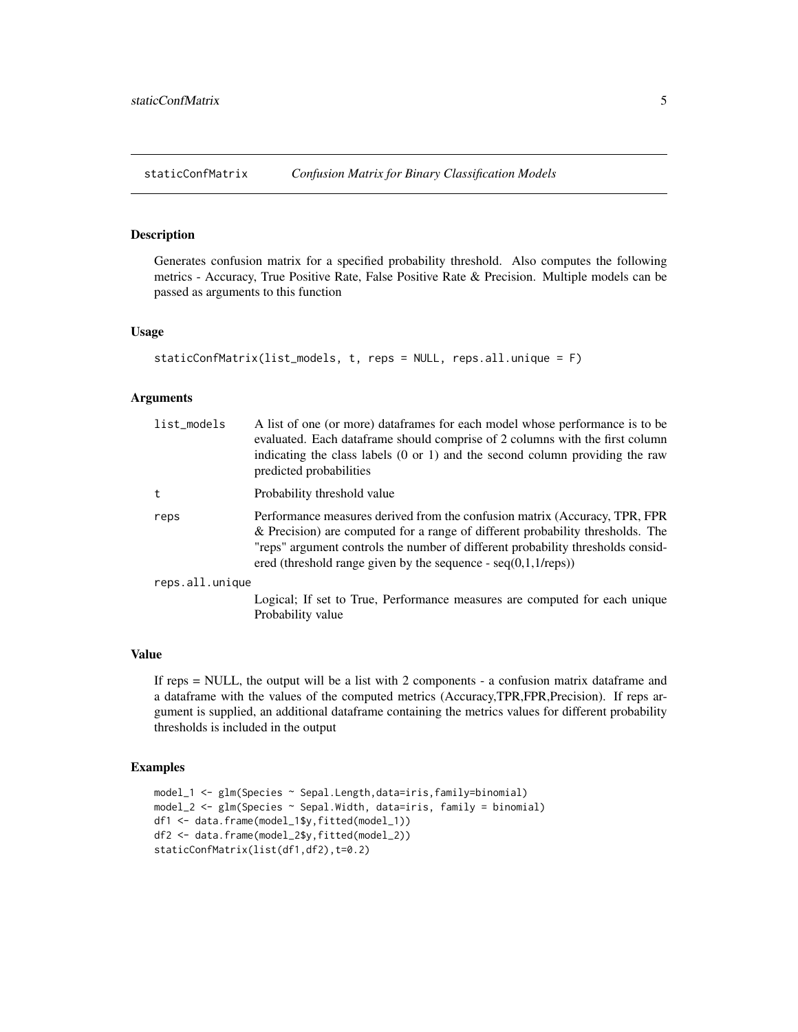## staticConfMatrix *Confusion Matrix for Binary Classification Models*

### Description

Generates confusion matrix for a specified probability threshold. Also computes the following metrics - Accuracy, True Positive Rate, False Positive Rate & Precision. Multiple models can be passed as arguments to this function

### Usage

```
staticConfMatrix(list_models, t, reps = NULL, reps.all.unique = F)
```

### Arguments

| | |
|---|---|
| `list_models` | A list of one (or more) dataframes for each model whose performance is to be evaluated. Each dataframe should comprise of 2 columns with the first column indicating the class labels (0 or 1) and the second column providing the raw predicted probabilities |
| `t` | Probability threshold value |
| `reps` | Performance measures derived from the confusion matrix (Accuracy, TPR, FPR & Precision) are computed for a range of different probability thresholds. The "reps" argument controls the number of different probability thresholds considered (threshold range given by the sequence - seq(0,1,1/reps)) |
| `reps.all.unique` | Logical; If set to True, Performance measures are computed for each unique Probability value |

### Value

If reps = NULL, the output will be a list with 2 components - a confusion matrix dataframe and a dataframe with the values of the computed metrics (Accuracy,TPR,FPR,Precision). If reps argument is supplied, an additional dataframe containing the metrics values for different probability thresholds is included in the output

### Examples

```
model_1 <- glm(Species ~ Sepal.Length,data=iris,family=binomial)
model_2 <- glm(Species ~ Sepal.Width, data=iris, family = binomial)
df1 <- data.frame(model_1$y,fitted(model_1))
df2 <- data.frame(model_2$y,fitted(model_2))
staticConfMatrix(list(df1,df2),t=0.2)
```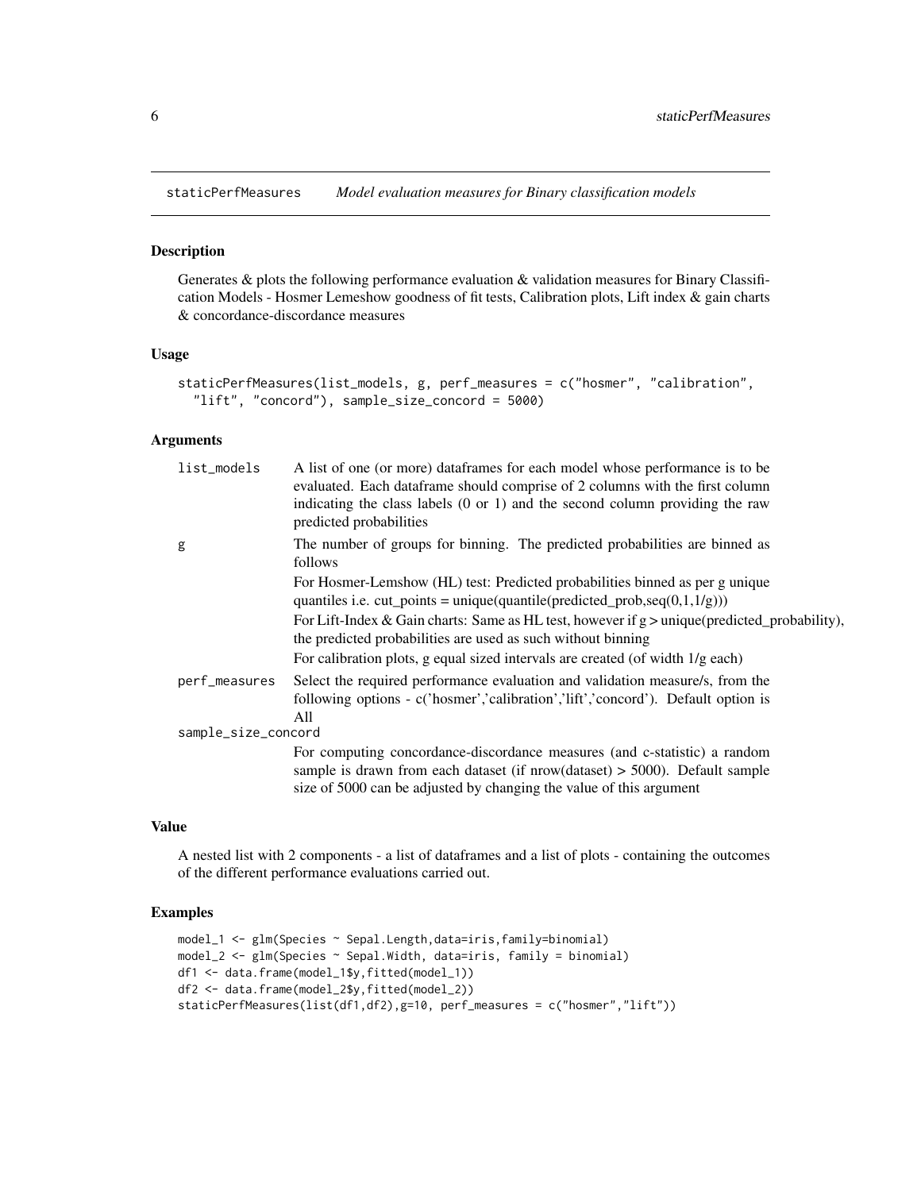# staticPerfMeasures    *Model evaluation measures for Binary classification models*

## Description

Generates & plots the following performance evaluation & validation measures for Binary Classification Models - Hosmer Lemeshow goodness of fit tests, Calibration plots, Lift index & gain charts & concordance-discordance measures

## Usage

```
staticPerfMeasures(list_models, g, perf_measures = c("hosmer", "calibration",
  "lift", "concord"), sample_size_concord = 5000)
```

## Arguments

| | |
|---|---|
| `list_models` | A list of one (or more) dataframes for each model whose performance is to be evaluated. Each dataframe should comprise of 2 columns with the first column indicating the class labels (0 or 1) and the second column providing the raw predicted probabilities |
| `g` | The number of groups for binning. The predicted probabilities are binned as follows<br>For Hosmer-Lemshow (HL) test: Predicted probabilities binned as per g unique quantiles i.e. cut_points = unique(quantile(predicted_prob,seq(0,1,1/g)))<br>For Lift-Index & Gain charts: Same as HL test, however if g > unique(predicted_probability), the predicted probabilities are used as such without binning<br>For calibration plots, g equal sized intervals are created (of width 1/g each) |
| `perf_measures` | Select the required performance evaluation and validation measure/s, from the following options - c('hosmer','calibration','lift','concord'). Default option is All |
| `sample_size_concord` | For computing concordance-discordance measures (and c-statistic) a random sample is drawn from each dataset (if nrow(dataset) > 5000). Default sample size of 5000 can be adjusted by changing the value of this argument |

## Value

A nested list with 2 components - a list of dataframes and a list of plots - containing the outcomes of the different performance evaluations carried out.

## Examples

```
model_1 <- glm(Species ~ Sepal.Length,data=iris,family=binomial)
model_2 <- glm(Species ~ Sepal.Width, data=iris, family = binomial)
df1 <- data.frame(model_1$y,fitted(model_1))
df2 <- data.frame(model_2$y,fitted(model_2))
staticPerfMeasures(list(df1,df2),g=10, perf_measures = c("hosmer","lift"))
```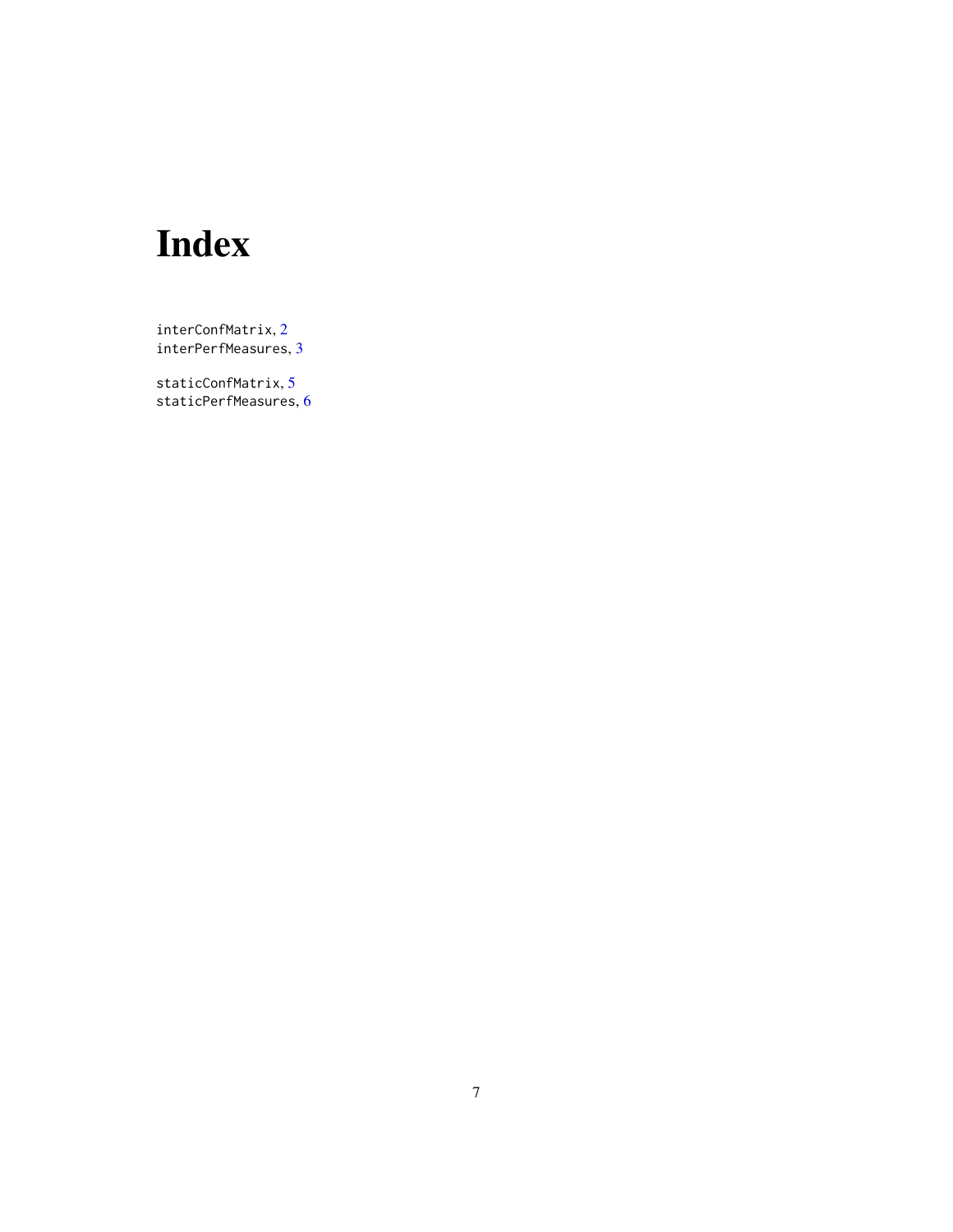# Index

interConfMatrix, 2
interPerfMeasures, 3

staticConfMatrix, 5
staticPerfMeasures, 6